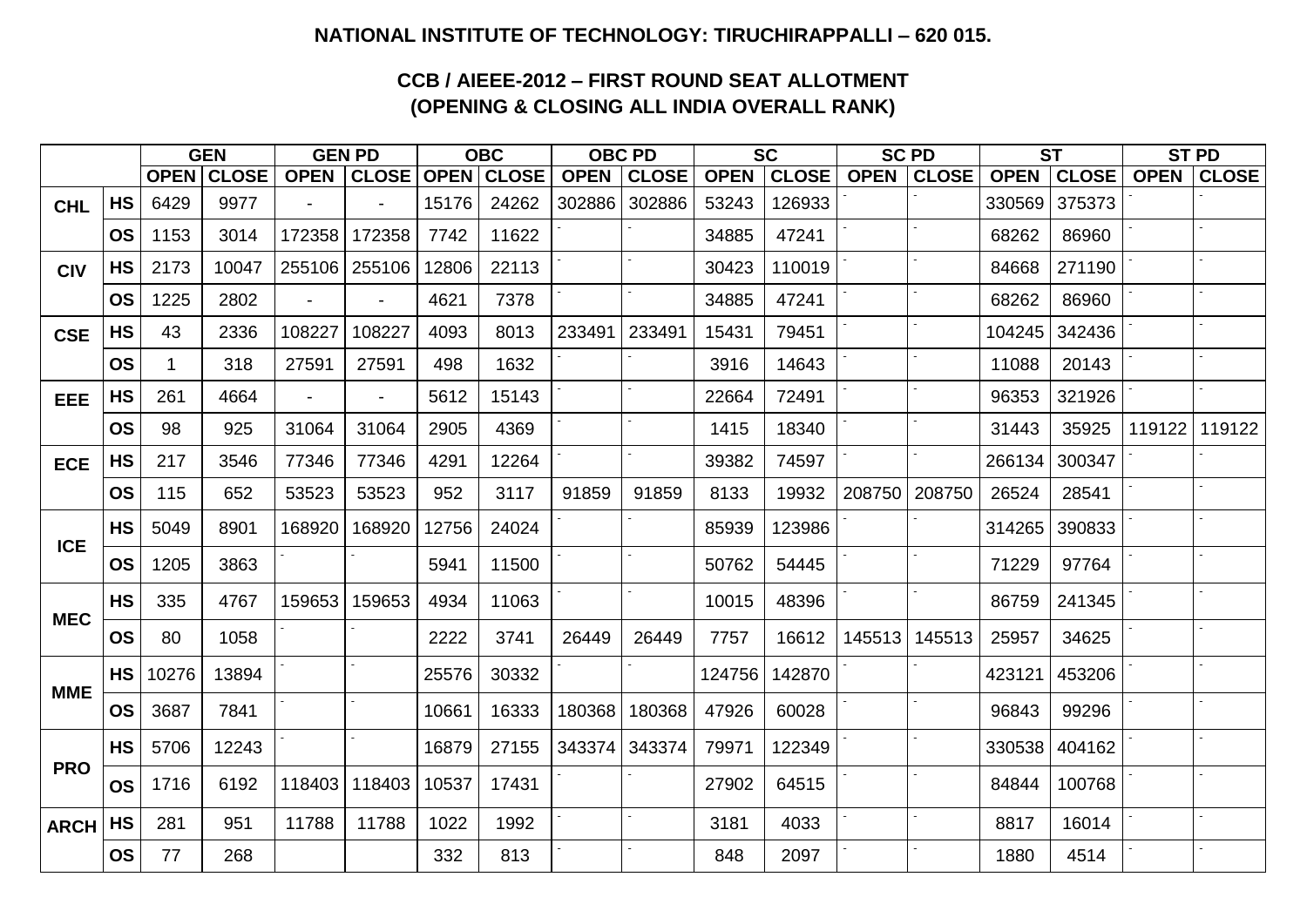**NATIONAL INSTITUTE OF TECHNOLOGY: TIRUCHIRAPPALLI – 620 015.**

**CCB / AIEEE-2012 – FIRST ROUND SEAT ALLOTMENT**
**(OPENING & CLOSING ALL INDIA OVERALL RANK)**

| | | GEN | | GEN PD | | OBC | | OBC PD | | SC | | SC PD | | ST | | ST PD | |
|---|---|---|---|---|---|---|---|---|---|---|---|---|---|---|---|---|---|
| | | OPEN | CLOSE | OPEN | CLOSE | OPEN | CLOSE | OPEN | CLOSE | OPEN | CLOSE | OPEN | CLOSE | OPEN | CLOSE | OPEN | CLOSE |
| CHL | HS | 6429 | 9977 | - | - | 15176 | 24262 | 302886 | 302886 | 53243 | 126933 | - | - | 330569 | 375373 | - | - |
| | OS | 1153 | 3014 | 172358 | 172358 | 7742 | 11622 | - | - | 34885 | 47241 | - | - | 68262 | 86960 | - | - |
| CIV | HS | 2173 | 10047 | 255106 | 255106 | 12806 | 22113 | - | - | 30423 | 110019 | - | - | 84668 | 271190 | - | - |
| | OS | 1225 | 2802 | - | - | 4621 | 7378 | - | - | 34885 | 47241 | - | - | 68262 | 86960 | - | - |
| CSE | HS | 43 | 2336 | 108227 | 108227 | 4093 | 8013 | 233491 | 233491 | 15431 | 79451 | - | - | 104245 | 342436 | - | - |
| | OS | 1 | 318 | 27591 | 27591 | 498 | 1632 | - | - | 3916 | 14643 | - | - | 11088 | 20143 | - | - |
| EEE | HS | 261 | 4664 | - | - | 5612 | 15143 | - | - | 22664 | 72491 | - | - | 96353 | 321926 | - | - |
| | OS | 98 | 925 | 31064 | 31064 | 2905 | 4369 | - | - | 1415 | 18340 | - | - | 31443 | 35925 | 119122 | 119122 |
| ECE | HS | 217 | 3546 | 77346 | 77346 | 4291 | 12264 | - | - | 39382 | 74597 | - | - | 266134 | 300347 | - | - |
| | OS | 115 | 652 | 53523 | 53523 | 952 | 3117 | 91859 | 91859 | 8133 | 19932 | 208750 | 208750 | 26524 | 28541 | - | - |
| ICE | HS | 5049 | 8901 | 168920 | 168920 | 12756 | 24024 | - | - | 85939 | 123986 | - | - | 314265 | 390833 | - | - |
| | OS | 1205 | 3863 | - | - | 5941 | 11500 | - | - | 50762 | 54445 | - | - | 71229 | 97764 | - | - |
| MEC | HS | 335 | 4767 | 159653 | 159653 | 4934 | 11063 | - | - | 10015 | 48396 | - | - | 86759 | 241345 | - | - |
| | OS | 80 | 1058 | - | - | 2222 | 3741 | 26449 | 26449 | 7757 | 16612 | 145513 | 145513 | 25957 | 34625 | - | - |
| MME | HS | 10276 | 13894 | - | - | 25576 | 30332 | - | - | 124756 | 142870 | - | - | 423121 | 453206 | - | - |
| | OS | 3687 | 7841 | - | - | 10661 | 16333 | 180368 | 180368 | 47926 | 60028 | - | - | 96843 | 99296 | - | - |
| PRO | HS | 5706 | 12243 | - | - | 16879 | 27155 | 343374 | 343374 | 79971 | 122349 | - | - | 330538 | 404162 | - | - |
| | OS | 1716 | 6192 | 118403 | 118403 | 10537 | 17431 | - | - | 27902 | 64515 | - | - | 84844 | 100768 | - | - |
| ARCH | HS | 281 | 951 | 11788 | 11788 | 1022 | 1992 | - | - | 3181 | 4033 | - | - | 8817 | 16014 | - | - |
| | OS | 77 | 268 | | | 332 | 813 | - | - | 848 | 2097 | - | - | 1880 | 4514 | - | - |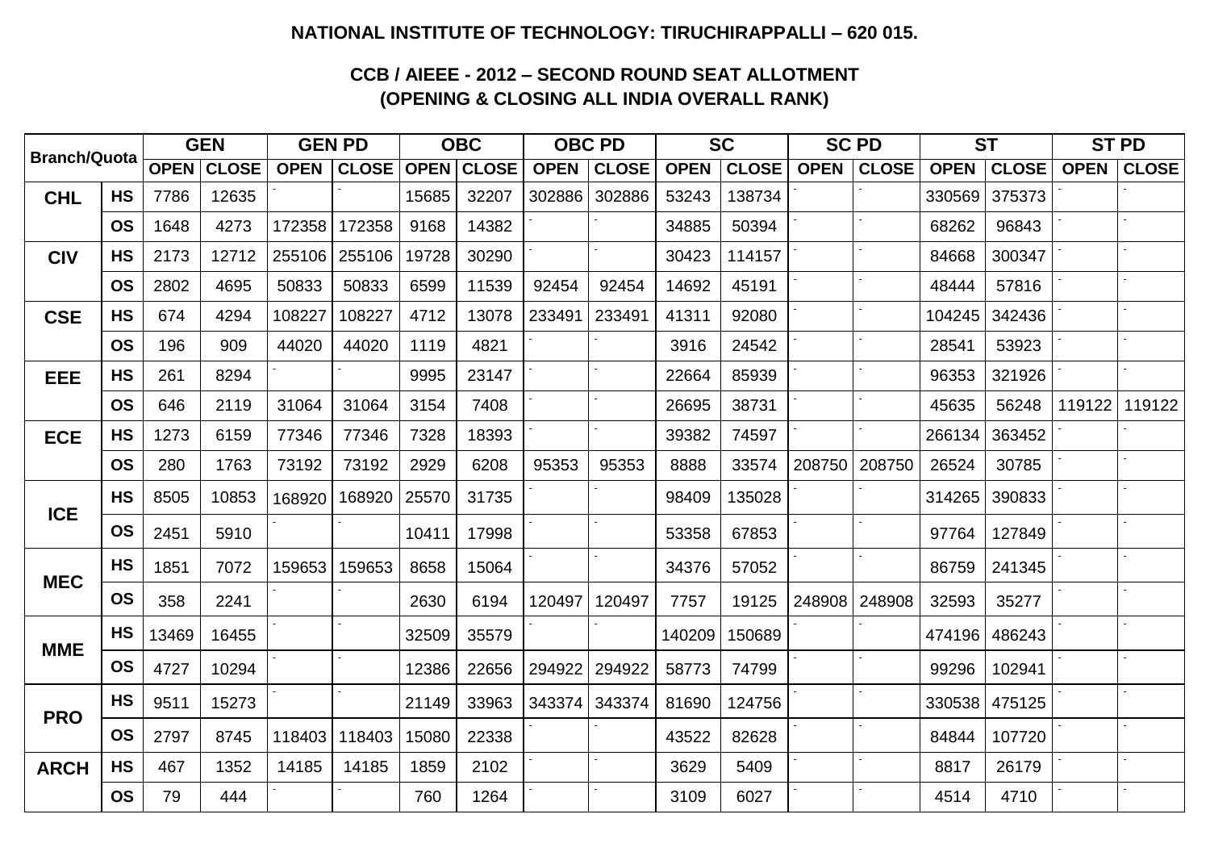**NATIONAL INSTITUTE OF TECHNOLOGY: TIRUCHIRAPPALLI – 620 015.**

**CCB / AIEEE - 2012 – SECOND ROUND SEAT ALLOTMENT**
**(OPENING & CLOSING ALL INDIA OVERALL RANK)**

| Branch/Quota | | GEN | | GEN PD | | OBC | | OBC PD | | SC | | SC PD | | ST | | ST PD | |
|---|---|---|---|---|---|---|---|---|---|---|---|---|---|---|---|---|---|
| | | OPEN | CLOSE | OPEN | CLOSE | OPEN | CLOSE | OPEN | CLOSE | OPEN | CLOSE | OPEN | CLOSE | OPEN | CLOSE | OPEN | CLOSE |
| CHL | HS | 7786 | 12635 | - | - | 15685 | 32207 | 302886 | 302886 | 53243 | 138734 | - | - | 330569 | 375373 | - | - |
| | OS | 1648 | 4273 | 172358 | 172358 | 9168 | 14382 | - | - | 34885 | 50394 | - | - | 68262 | 96843 | - | - |
| CIV | HS | 2173 | 12712 | 255106 | 255106 | 19728 | 30290 | - | - | 30423 | 114157 | - | - | 84668 | 300347 | - | - |
| | OS | 2802 | 4695 | 50833 | 50833 | 6599 | 11539 | 92454 | 92454 | 14692 | 45191 | - | - | 48444 | 57816 | - | - |
| CSE | HS | 674 | 4294 | 108227 | 108227 | 4712 | 13078 | 233491 | 233491 | 41311 | 92080 | - | - | 104245 | 342436 | - | - |
| | OS | 196 | 909 | 44020 | 44020 | 1119 | 4821 | - | - | 3916 | 24542 | - | - | 28541 | 53923 | - | - |
| EEE | HS | 261 | 8294 | - | - | 9995 | 23147 | - | - | 22664 | 85939 | - | - | 96353 | 321926 | - | - |
| | OS | 646 | 2119 | 31064 | 31064 | 3154 | 7408 | - | - | 26695 | 38731 | - | - | 45635 | 56248 | 119122 | 119122 |
| ECE | HS | 1273 | 6159 | 77346 | 77346 | 7328 | 18393 | - | - | 39382 | 74597 | - | - | 266134 | 363452 | - | - |
| | OS | 280 | 1763 | 73192 | 73192 | 2929 | 6208 | 95353 | 95353 | 8888 | 33574 | 208750 | 208750 | 26524 | 30785 | - | - |
| ICE | HS | 8505 | 10853 | 168920 | 168920 | 25570 | 31735 | - | - | 98409 | 135028 | - | - | 314265 | 390833 | - | - |
| | OS | 2451 | 5910 | - | - | 10411 | 17998 | - | - | 53358 | 67853 | - | - | 97764 | 127849 | - | - |
| MEC | HS | 1851 | 7072 | 159653 | 159653 | 8658 | 15064 | - | - | 34376 | 57052 | - | - | 86759 | 241345 | - | - |
| | OS | 358 | 2241 | - | - | 2630 | 6194 | 120497 | 120497 | 7757 | 19125 | 248908 | 248908 | 32593 | 35277 | - | - |
| MME | HS | 13469 | 16455 | - | - | 32509 | 35579 | - | - | 140209 | 150689 | - | - | 474196 | 486243 | - | - |
| | OS | 4727 | 10294 | - | - | 12386 | 22656 | 294922 | 294922 | 58773 | 74799 | - | - | 99296 | 102941 | - | - |
| PRO | HS | 9511 | 15273 | - | - | 21149 | 33963 | 343374 | 343374 | 81690 | 124756 | - | - | 330538 | 475125 | - | - |
| | OS | 2797 | 8745 | 118403 | 118403 | 15080 | 22338 | - | - | 43522 | 82628 | - | - | 84844 | 107720 | - | - |
| ARCH | HS | 467 | 1352 | 14185 | 14185 | 1859 | 2102 | - | - | 3629 | 5409 | - | - | 8817 | 26179 | - | - |
| | OS | 79 | 444 | - | - | 760 | 1264 | - | - | 3109 | 6027 | - | - | 4514 | 4710 | - | - |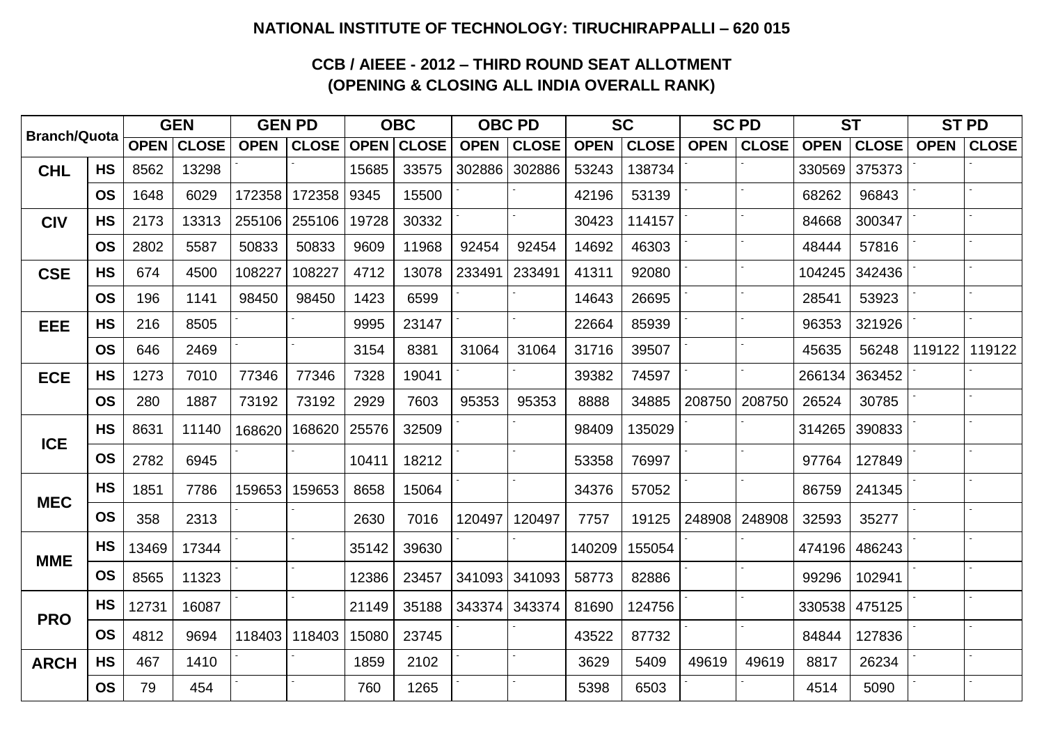**NATIONAL INSTITUTE OF TECHNOLOGY: TIRUCHIRAPPALLI – 620 015**

**CCB / AIEEE - 2012 – THIRD ROUND SEAT ALLOTMENT**
**(OPENING & CLOSING ALL INDIA OVERALL RANK)**

| Branch/Quota | | GEN | | GEN PD | | OBC | | OBC PD | | SC | | SC PD | | ST | | ST PD | |
|---|---|---|---|---|---|---|---|---|---|---|---|---|---|---|---|---|---|
| | | OPEN | CLOSE | OPEN | CLOSE | OPEN | CLOSE | OPEN | CLOSE | OPEN | CLOSE | OPEN | CLOSE | OPEN | CLOSE | OPEN | CLOSE |
| CHL | HS | 8562 | 13298 | - | - | 15685 | 33575 | 302886 | 302886 | 53243 | 138734 | - | - | 330569 | 375373 | - | - |
| | OS | 1648 | 6029 | 172358 | 172358 | 9345 | 15500 | - | - | 42196 | 53139 | - | - | 68262 | 96843 | - | - |
| CIV | HS | 2173 | 13313 | 255106 | 255106 | 19728 | 30332 | - | - | 30423 | 114157 | - | - | 84668 | 300347 | - | - |
| | OS | 2802 | 5587 | 50833 | 50833 | 9609 | 11968 | 92454 | 92454 | 14692 | 46303 | - | - | 48444 | 57816 | - | - |
| CSE | HS | 674 | 4500 | 108227 | 108227 | 4712 | 13078 | 233491 | 233491 | 41311 | 92080 | - | - | 104245 | 342436 | - | - |
| | OS | 196 | 1141 | 98450 | 98450 | 1423 | 6599 | - | - | 14643 | 26695 | - | - | 28541 | 53923 | - | - |
| EEE | HS | 216 | 8505 | - | - | 9995 | 23147 | - | - | 22664 | 85939 | - | - | 96353 | 321926 | - | - |
| | OS | 646 | 2469 | - | - | 3154 | 8381 | 31064 | 31064 | 31716 | 39507 | - | - | 45635 | 56248 | 119122 | 119122 |
| ECE | HS | 1273 | 7010 | 77346 | 77346 | 7328 | 19041 | - | - | 39382 | 74597 | - | - | 266134 | 363452 | - | - |
| | OS | 280 | 1887 | 73192 | 73192 | 2929 | 7603 | 95353 | 95353 | 8888 | 34885 | 208750 | 208750 | 26524 | 30785 | - | - |
| ICE | HS | 8631 | 11140 | 168620 | 168620 | 25576 | 32509 | - | - | 98409 | 135029 | - | - | 314265 | 390833 | - | - |
| | OS | 2782 | 6945 | - | - | 10411 | 18212 | - | - | 53358 | 76997 | - | - | 97764 | 127849 | - | - |
| MEC | HS | 1851 | 7786 | 159653 | 159653 | 8658 | 15064 | - | - | 34376 | 57052 | - | - | 86759 | 241345 | - | - |
| | OS | 358 | 2313 | - | - | 2630 | 7016 | 120497 | 120497 | 7757 | 19125 | 248908 | 248908 | 32593 | 35277 | - | - |
| MME | HS | 13469 | 17344 | - | - | 35142 | 39630 | - | - | 140209 | 155054 | - | - | 474196 | 486243 | - | - |
| | OS | 8565 | 11323 | - | - | 12386 | 23457 | 341093 | 341093 | 58773 | 82886 | - | - | 99296 | 102941 | - | - |
| PRO | HS | 12731 | 16087 | - | - | 21149 | 35188 | 343374 | 343374 | 81690 | 124756 | - | - | 330538 | 475125 | - | - |
| | OS | 4812 | 9694 | 118403 | 118403 | 15080 | 23745 | - | - | 43522 | 87732 | - | - | 84844 | 127836 | - | - |
| ARCH | HS | 467 | 1410 | - | - | 1859 | 2102 | - | - | 3629 | 5409 | 49619 | 49619 | 8817 | 26234 | - | - |
| | OS | 79 | 454 | - | - | 760 | 1265 | - | - | 5398 | 6503 | - | - | 4514 | 5090 | - | - |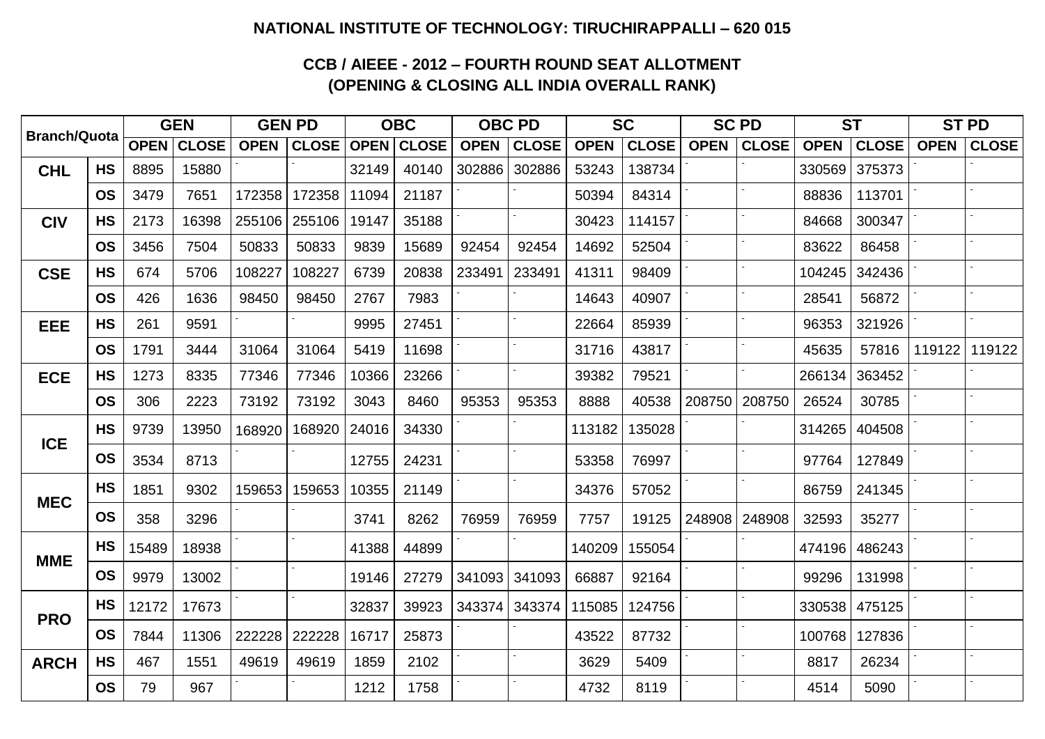**NATIONAL INSTITUTE OF TECHNOLOGY: TIRUCHIRAPPALLI – 620 015**

**CCB / AIEEE - 2012 – FOURTH ROUND SEAT ALLOTMENT**
**(OPENING & CLOSING ALL INDIA OVERALL RANK)**

| Branch/Quota | | GEN | | GEN PD | | OBC | | OBC PD | | SC | | SC PD | | ST | | ST PD | |
|---|---|---|---|---|---|---|---|---|---|---|---|---|---|---|---|---|---|
| | | OPEN | CLOSE | OPEN | CLOSE | OPEN | CLOSE | OPEN | CLOSE | OPEN | CLOSE | OPEN | CLOSE | OPEN | CLOSE | OPEN | CLOSE |
| CHL | HS | 8895 | 15880 | - | - | 32149 | 40140 | 302886 | 302886 | 53243 | 138734 | - | - | 330569 | 375373 | - | - |
| | OS | 3479 | 7651 | 172358 | 172358 | 11094 | 21187 | - | - | 50394 | 84314 | - | - | 88836 | 113701 | - | - |
| CIV | HS | 2173 | 16398 | 255106 | 255106 | 19147 | 35188 | - | - | 30423 | 114157 | - | - | 84668 | 300347 | - | - |
| | OS | 3456 | 7504 | 50833 | 50833 | 9839 | 15689 | 92454 | 92454 | 14692 | 52504 | - | - | 83622 | 86458 | - | - |
| CSE | HS | 674 | 5706 | 108227 | 108227 | 6739 | 20838 | 233491 | 233491 | 41311 | 98409 | - | - | 104245 | 342436 | - | - |
| | OS | 426 | 1636 | 98450 | 98450 | 2767 | 7983 | - | - | 14643 | 40907 | - | - | 28541 | 56872 | - | - |
| EEE | HS | 261 | 9591 | - | - | 9995 | 27451 | - | - | 22664 | 85939 | - | - | 96353 | 321926 | - | - |
| | OS | 1791 | 3444 | 31064 | 31064 | 5419 | 11698 | - | - | 31716 | 43817 | - | - | 45635 | 57816 | 119122 | 119122 |
| ECE | HS | 1273 | 8335 | 77346 | 77346 | 10366 | 23266 | - | - | 39382 | 79521 | - | - | 266134 | 363452 | - | - |
| | OS | 306 | 2223 | 73192 | 73192 | 3043 | 8460 | 95353 | 95353 | 8888 | 40538 | 208750 | 208750 | 26524 | 30785 | - | - |
| ICE | HS | 9739 | 13950 | 168920 | 168920 | 24016 | 34330 | - | - | 113182 | 135028 | - | - | 314265 | 404508 | - | - |
| | OS | 3534 | 8713 | - | - | 12755 | 24231 | - | - | 53358 | 76997 | - | - | 97764 | 127849 | - | - |
| MEC | HS | 1851 | 9302 | 159653 | 159653 | 10355 | 21149 | - | - | 34376 | 57052 | - | - | 86759 | 241345 | - | - |
| | OS | 358 | 3296 | - | - | 3741 | 8262 | 76959 | 76959 | 7757 | 19125 | 248908 | 248908 | 32593 | 35277 | - | - |
| MME | HS | 15489 | 18938 | - | - | 41388 | 44899 | - | - | 140209 | 155054 | - | - | 474196 | 486243 | - | - |
| | OS | 9979 | 13002 | - | - | 19146 | 27279 | 341093 | 341093 | 66887 | 92164 | - | - | 99296 | 131998 | - | - |
| PRO | HS | 12172 | 17673 | - | - | 32837 | 39923 | 343374 | 343374 | 115085 | 124756 | - | - | 330538 | 475125 | - | - |
| | OS | 7844 | 11306 | 222228 | 222228 | 16717 | 25873 | - | - | 43522 | 87732 | - | - | 100768 | 127836 | - | - |
| ARCH | HS | 467 | 1551 | 49619 | 49619 | 1859 | 2102 | - | - | 3629 | 5409 | - | - | 8817 | 26234 | - | - |
| | OS | 79 | 967 | - | - | 1212 | 1758 | - | - | 4732 | 8119 | - | - | 4514 | 5090 | - | - |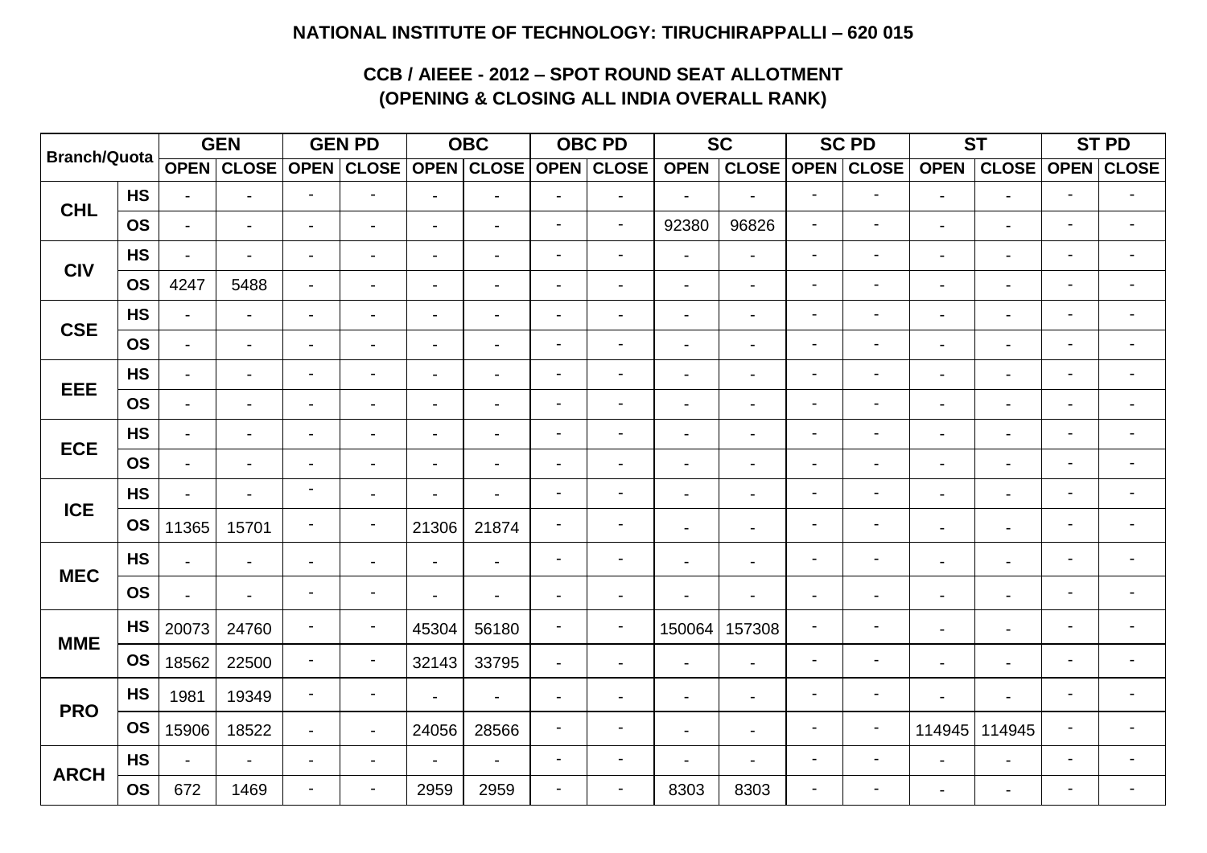**NATIONAL INSTITUTE OF TECHNOLOGY: TIRUCHIRAPPALLI – 620 015**

**CCB / AIEEE - 2012 – SPOT ROUND SEAT ALLOTMENT**
**(OPENING & CLOSING ALL INDIA OVERALL RANK)**

| Branch/Quota | | GEN | | GEN PD | | OBC | | OBC PD | | SC | | SC PD | | ST | | ST PD | |
|---|---|---|---|---|---|---|---|---|---|---|---|---|---|---|---|---|---|
| | | OPEN | CLOSE | OPEN | CLOSE | OPEN | CLOSE | OPEN | CLOSE | OPEN | CLOSE | OPEN | CLOSE | OPEN | CLOSE | OPEN | CLOSE |
| CHL | HS | - | - | - | - | - | - | - | - | - | - | - | - | - | - | - | - |
| | OS | - | - | - | - | - | - | - | - | 92380 | 96826 | - | - | - | - | - | - |
| CIV | HS | - | - | - | - | - | - | - | - | - | - | - | - | - | - | - | - |
| | OS | 4247 | 5488 | - | - | - | - | - | - | - | - | - | - | - | - | - | - |
| CSE | HS | - | - | - | - | - | - | - | - | - | - | - | - | - | - | - | - |
| | OS | - | - | - | - | - | - | - | - | - | - | - | - | - | - | - | - |
| EEE | HS | - | - | - | - | - | - | - | - | - | - | - | - | - | - | - | - |
| | OS | - | - | - | - | - | - | - | - | - | - | - | - | - | - | - | - |
| ECE | HS | - | - | - | - | - | - | - | - | - | - | - | - | - | - | - | - |
| | OS | - | - | - | - | - | - | - | - | - | - | - | - | - | - | - | - |
| ICE | HS | - | - | - | - | - | - | - | - | - | - | - | - | - | - | - | - |
| | OS | 11365 | 15701 | - | - | 21306 | 21874 | - | - | - | - | - | - | - | - | - | - |
| MEC | HS | - | - | - | - | - | - | - | - | - | - | - | - | - | - | - | - |
| | OS | - | - | - | - | - | - | - | - | - | - | - | - | - | - | - | - |
| MME | HS | 20073 | 24760 | - | - | 45304 | 56180 | - | - | 150064 | 157308 | - | - | - | - | - | - |
| | OS | 18562 | 22500 | - | - | 32143 | 33795 | - | - | - | - | - | - | - | - | - | - |
| PRO | HS | 1981 | 19349 | - | - | - | - | - | - | - | - | - | - | - | - | - | - |
| | OS | 15906 | 18522 | - | - | 24056 | 28566 | - | - | - | - | - | - | 114945 | 114945 | - | - |
| ARCH | HS | - | - | - | - | - | - | - | - | - | - | - | - | - | - | - | - |
| | OS | 672 | 1469 | - | - | 2959 | 2959 | - | - | 8303 | 8303 | - | - | - | - | - | - |